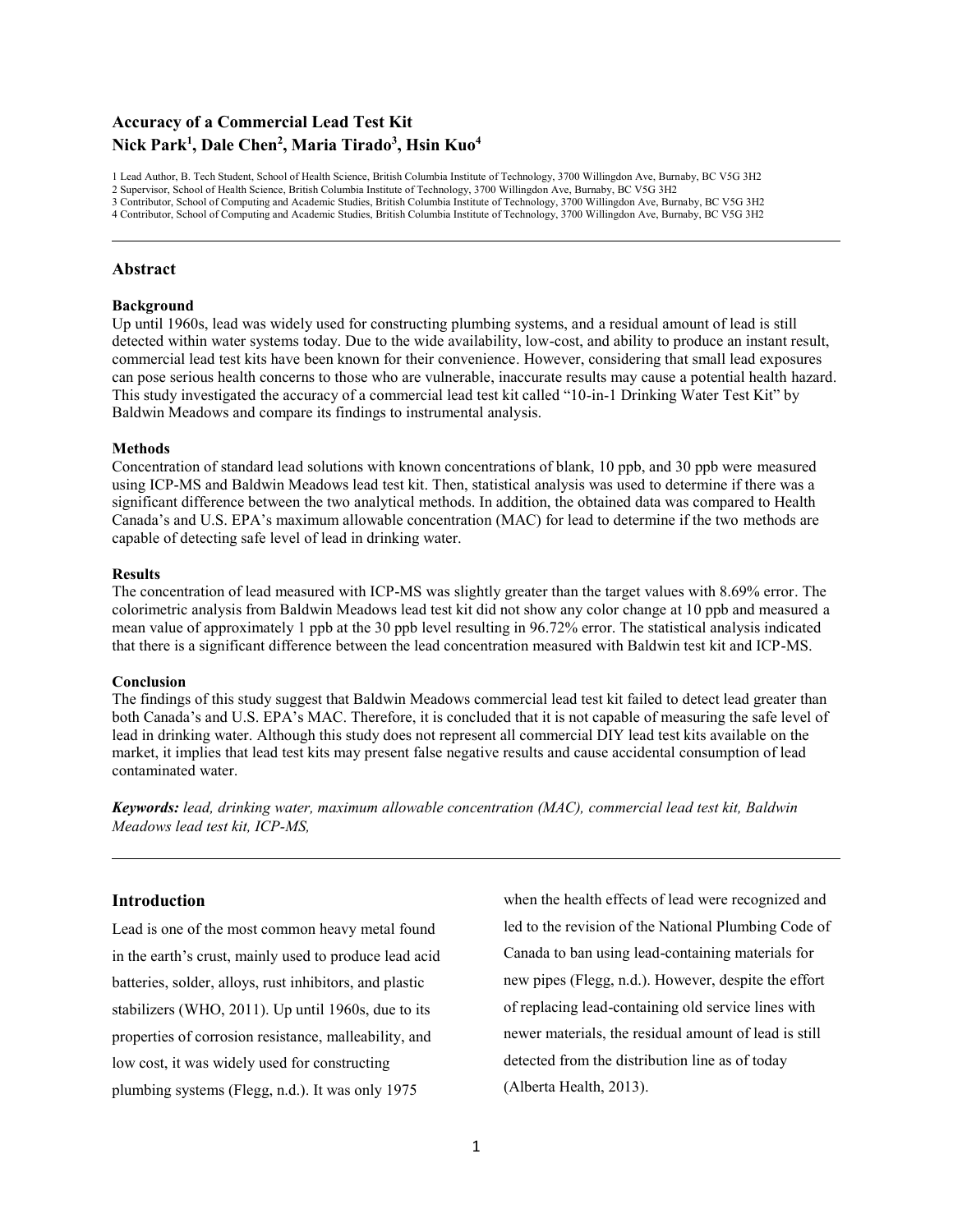# Accuracy of a Commercial Lead Test Kit

**Nick Park[1], Dale Chen[2], Maria Tirado[3], Hsin Kuo[4]**

1 Lead Author, B. Tech Student, School of Health Science, British Columbia Institute of Technology, 3700 Willingdon Ave, Burnaby, BC V5G 3H2
2 Supervisor, School of Health Science, British Columbia Institute of Technology, 3700 Willingdon Ave, Burnaby, BC V5G 3H2
3 Contributor, School of Computing and Academic Studies, British Columbia Institute of Technology, 3700 Willingdon Ave, Burnaby, BC V5G 3H2
4 Contributor, School of Computing and Academic Studies, British Columbia Institute of Technology, 3700 Willingdon Ave, Burnaby, BC V5G 3H2

---

## Abstract

### Background

Up until 1960s, lead was widely used for constructing plumbing systems, and a residual amount of lead is still detected within water systems today. Due to the wide availability, low-cost, and ability to produce an instant result, commercial lead test kits have been known for their convenience. However, considering that small lead exposures can pose serious health concerns to those who are vulnerable, inaccurate results may cause a potential health hazard. This study investigated the accuracy of a commercial lead test kit called "10-in-1 Drinking Water Test Kit" by Baldwin Meadows and compare its findings to instrumental analysis.

### Methods

Concentration of standard lead solutions with known concentrations of blank, 10 ppb, and 30 ppb were measured using ICP-MS and Baldwin Meadows lead test kit. Then, statistical analysis was used to determine if there was a significant difference between the two analytical methods. In addition, the obtained data was compared to Health Canada's and U.S. EPA's maximum allowable concentration (MAC) for lead to determine if the two methods are capable of detecting safe level of lead in drinking water.

### Results

The concentration of lead measured with ICP-MS was slightly greater than the target values with 8.69% error. The colorimetric analysis from Baldwin Meadows lead test kit did not show any color change at 10 ppb and measured a mean value of approximately 1 ppb at the 30 ppb level resulting in 96.72% error. The statistical analysis indicated that there is a significant difference between the lead concentration measured with Baldwin test kit and ICP-MS.

### Conclusion

The findings of this study suggest that Baldwin Meadows commercial lead test kit failed to detect lead greater than both Canada's and U.S. EPA's MAC. Therefore, it is concluded that it is not capable of measuring the safe level of lead in drinking water. Although this study does not represent all commercial DIY lead test kits available on the market, it implies that lead test kits may present false negative results and cause accidental consumption of lead contaminated water.

***Keywords:*** *lead, drinking water, maximum allowable concentration (MAC), commercial lead test kit, Baldwin Meadows lead test kit, ICP-MS,*

---

## Introduction

Lead is one of the most common heavy metal found in the earth's crust, mainly used to produce lead acid batteries, solder, alloys, rust inhibitors, and plastic stabilizers (WHO, 2011). Up until 1960s, due to its properties of corrosion resistance, malleability, and low cost, it was widely used for constructing plumbing systems (Flegg, n.d.). It was only 1975 when the health effects of lead were recognized and led to the revision of the National Plumbing Code of Canada to ban using lead-containing materials for new pipes (Flegg, n.d.). However, despite the effort of replacing lead-containing old service lines with newer materials, the residual amount of lead is still detected from the distribution line as of today (Alberta Health, 2013).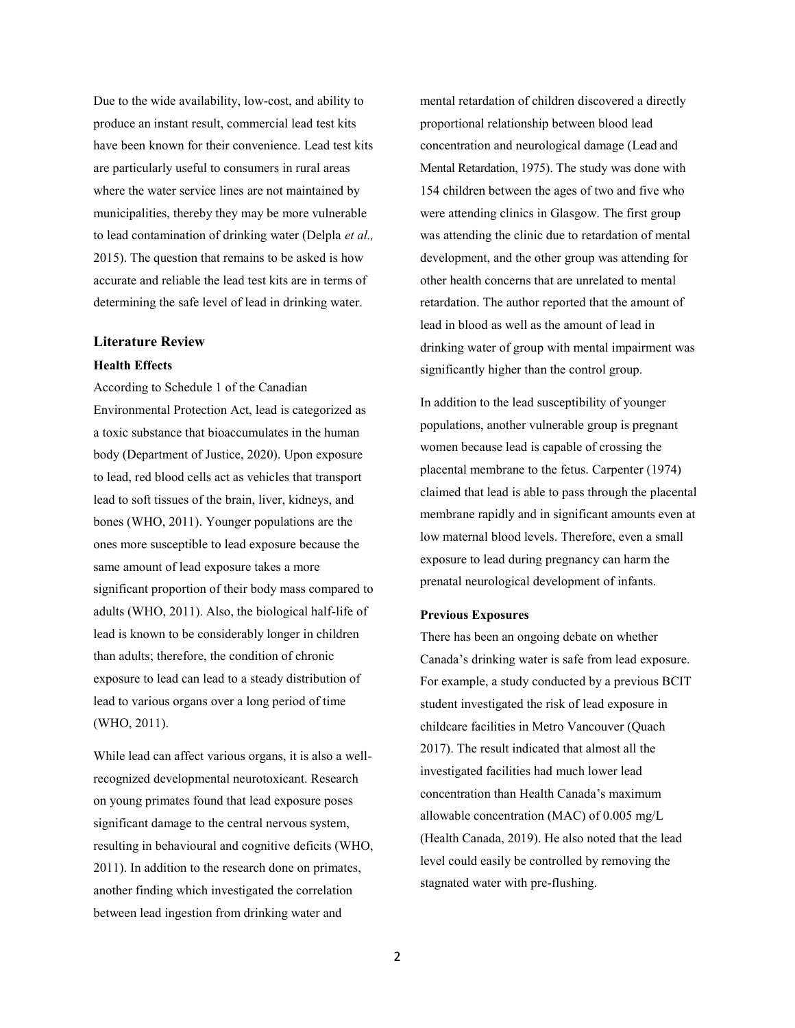Due to the wide availability, low-cost, and ability to produce an instant result, commercial lead test kits have been known for their convenience. Lead test kits are particularly useful to consumers in rural areas where the water service lines are not maintained by municipalities, thereby they may be more vulnerable to lead contamination of drinking water (Delpla *et al.,* 2015). The question that remains to be asked is how accurate and reliable the lead test kits are in terms of determining the safe level of lead in drinking water.

## Literature Review

### Health Effects

According to Schedule 1 of the Canadian Environmental Protection Act, lead is categorized as a toxic substance that bioaccumulates in the human body (Department of Justice, 2020). Upon exposure to lead, red blood cells act as vehicles that transport lead to soft tissues of the brain, liver, kidneys, and bones (WHO, 2011). Younger populations are the ones more susceptible to lead exposure because the same amount of lead exposure takes a more significant proportion of their body mass compared to adults (WHO, 2011). Also, the biological half-life of lead is known to be considerably longer in children than adults; therefore, the condition of chronic exposure to lead can lead to a steady distribution of lead to various organs over a long period of time (WHO, 2011).

While lead can affect various organs, it is also a well-recognized developmental neurotoxicant. Research on young primates found that lead exposure poses significant damage to the central nervous system, resulting in behavioural and cognitive deficits (WHO, 2011). In addition to the research done on primates, another finding which investigated the correlation between lead ingestion from drinking water and mental retardation of children discovered a directly proportional relationship between blood lead concentration and neurological damage (Lead and Mental Retardation, 1975). The study was done with 154 children between the ages of two and five who were attending clinics in Glasgow. The first group was attending the clinic due to retardation of mental development, and the other group was attending for other health concerns that are unrelated to mental retardation. The author reported that the amount of lead in blood as well as the amount of lead in drinking water of group with mental impairment was significantly higher than the control group.

In addition to the lead susceptibility of younger populations, another vulnerable group is pregnant women because lead is capable of crossing the placental membrane to the fetus. Carpenter (1974) claimed that lead is able to pass through the placental membrane rapidly and in significant amounts even at low maternal blood levels. Therefore, even a small exposure to lead during pregnancy can harm the prenatal neurological development of infants.

### Previous Exposures

There has been an ongoing debate on whether Canada's drinking water is safe from lead exposure. For example, a study conducted by a previous BCIT student investigated the risk of lead exposure in childcare facilities in Metro Vancouver (Quach 2017). The result indicated that almost all the investigated facilities had much lower lead concentration than Health Canada's maximum allowable concentration (MAC) of 0.005 mg/L (Health Canada, 2019). He also noted that the lead level could easily be controlled by removing the stagnated water with pre-flushing.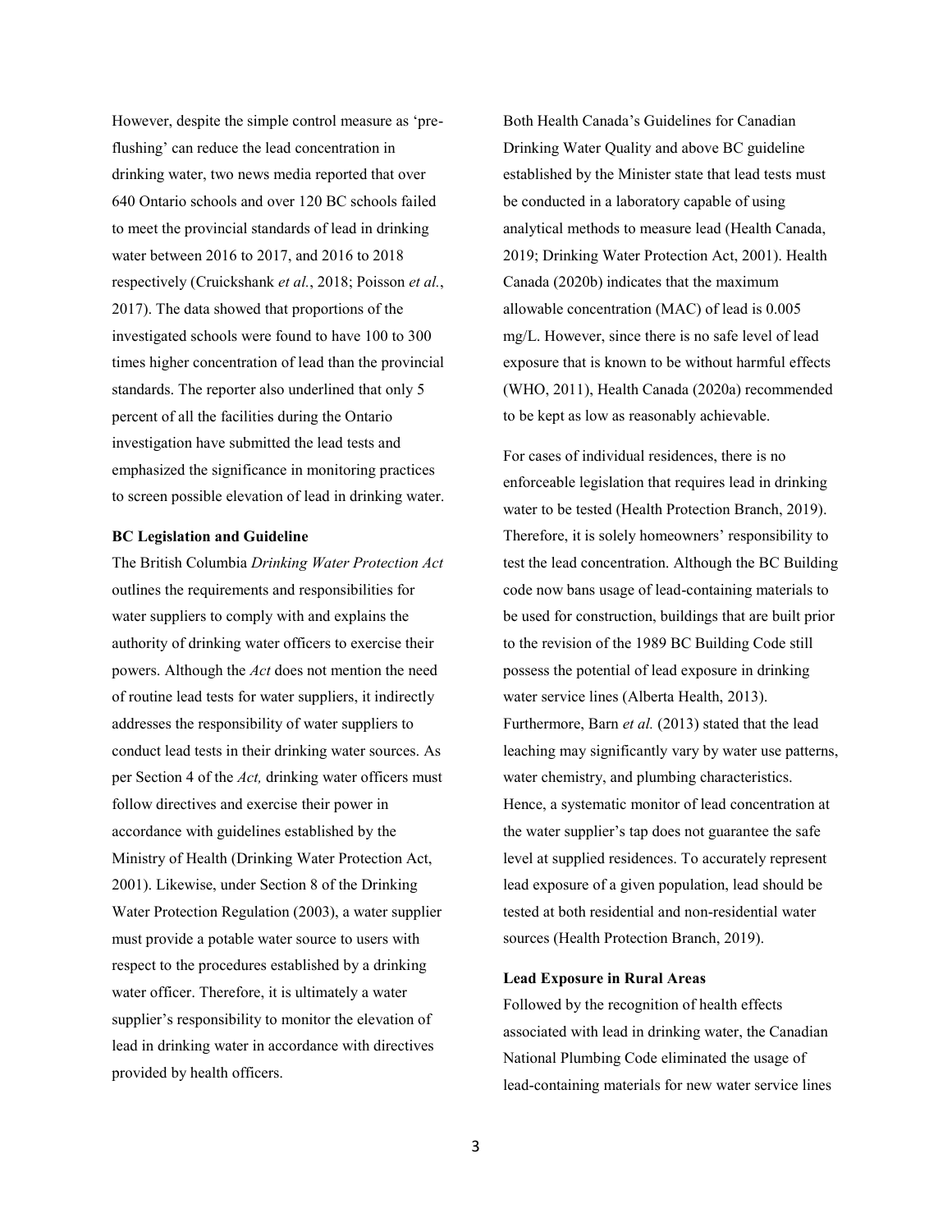However, despite the simple control measure as 'pre-flushing' can reduce the lead concentration in drinking water, two news media reported that over 640 Ontario schools and over 120 BC schools failed to meet the provincial standards of lead in drinking water between 2016 to 2017, and 2016 to 2018 respectively (Cruickshank *et al.*, 2018; Poisson *et al.*, 2017). The data showed that proportions of the investigated schools were found to have 100 to 300 times higher concentration of lead than the provincial standards. The reporter also underlined that only 5 percent of all the facilities during the Ontario investigation have submitted the lead tests and emphasized the significance in monitoring practices to screen possible elevation of lead in drinking water.

**BC Legislation and Guideline**

The British Columbia *Drinking Water Protection Act* outlines the requirements and responsibilities for water suppliers to comply with and explains the authority of drinking water officers to exercise their powers. Although the *Act* does not mention the need of routine lead tests for water suppliers, it indirectly addresses the responsibility of water suppliers to conduct lead tests in their drinking water sources. As per Section 4 of the *Act,* drinking water officers must follow directives and exercise their power in accordance with guidelines established by the Ministry of Health (Drinking Water Protection Act, 2001). Likewise, under Section 8 of the Drinking Water Protection Regulation (2003), a water supplier must provide a potable water source to users with respect to the procedures established by a drinking water officer. Therefore, it is ultimately a water supplier's responsibility to monitor the elevation of lead in drinking water in accordance with directives provided by health officers.

Both Health Canada's Guidelines for Canadian Drinking Water Quality and above BC guideline established by the Minister state that lead tests must be conducted in a laboratory capable of using analytical methods to measure lead (Health Canada, 2019; Drinking Water Protection Act, 2001). Health Canada (2020b) indicates that the maximum allowable concentration (MAC) of lead is 0.005 mg/L. However, since there is no safe level of lead exposure that is known to be without harmful effects (WHO, 2011), Health Canada (2020a) recommended to be kept as low as reasonably achievable.

For cases of individual residences, there is no enforceable legislation that requires lead in drinking water to be tested (Health Protection Branch, 2019). Therefore, it is solely homeowners' responsibility to test the lead concentration. Although the BC Building code now bans usage of lead-containing materials to be used for construction, buildings that are built prior to the revision of the 1989 BC Building Code still possess the potential of lead exposure in drinking water service lines (Alberta Health, 2013). Furthermore, Barn *et al.* (2013) stated that the lead leaching may significantly vary by water use patterns, water chemistry, and plumbing characteristics. Hence, a systematic monitor of lead concentration at the water supplier's tap does not guarantee the safe level at supplied residences. To accurately represent lead exposure of a given population, lead should be tested at both residential and non-residential water sources (Health Protection Branch, 2019).

**Lead Exposure in Rural Areas**

Followed by the recognition of health effects associated with lead in drinking water, the Canadian National Plumbing Code eliminated the usage of lead-containing materials for new water service lines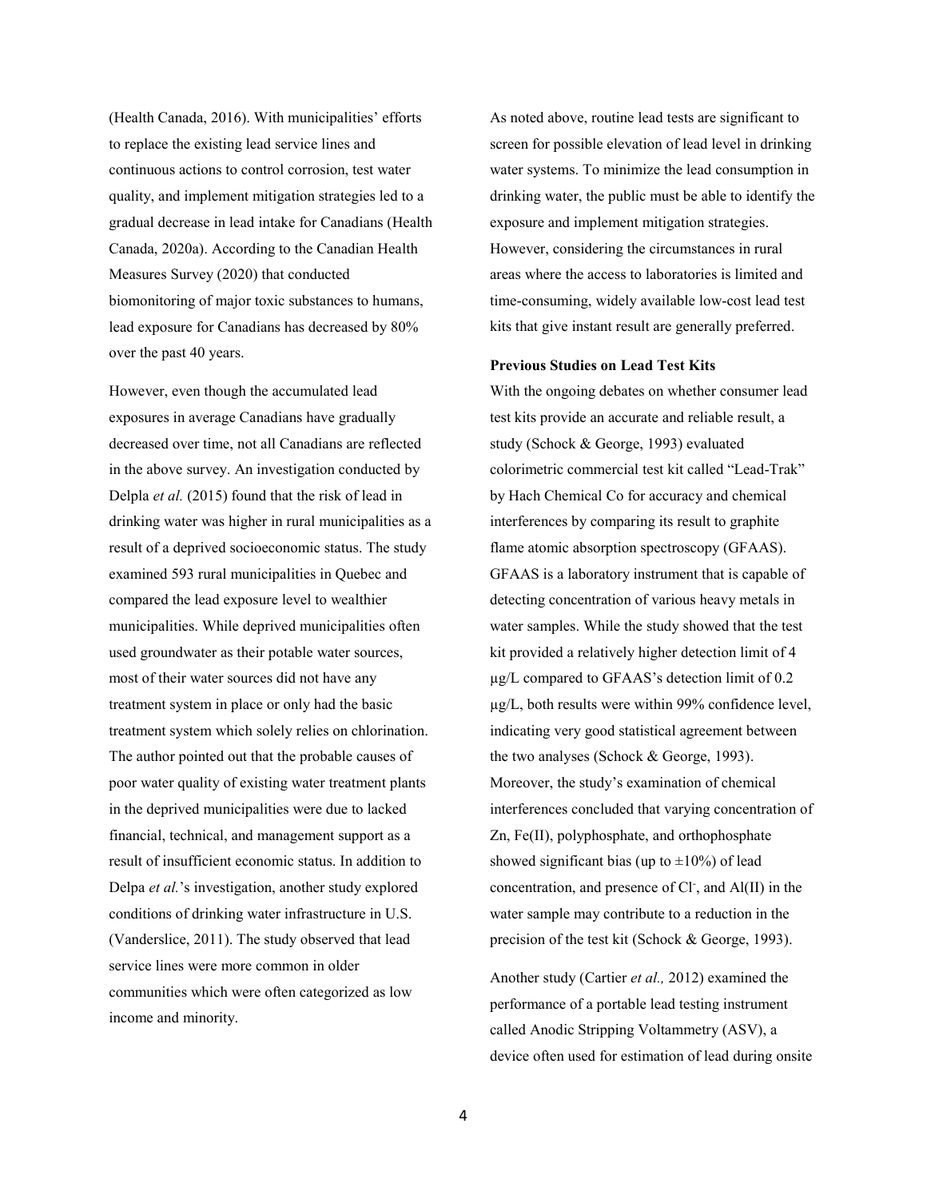(Health Canada, 2016). With municipalities' efforts to replace the existing lead service lines and continuous actions to control corrosion, test water quality, and implement mitigation strategies led to a gradual decrease in lead intake for Canadians (Health Canada, 2020a). According to the Canadian Health Measures Survey (2020) that conducted biomonitoring of major toxic substances to humans, lead exposure for Canadians has decreased by 80% over the past 40 years.

However, even though the accumulated lead exposures in average Canadians have gradually decreased over time, not all Canadians are reflected in the above survey. An investigation conducted by Delpla *et al.* (2015) found that the risk of lead in drinking water was higher in rural municipalities as a result of a deprived socioeconomic status. The study examined 593 rural municipalities in Quebec and compared the lead exposure level to wealthier municipalities. While deprived municipalities often used groundwater as their potable water sources, most of their water sources did not have any treatment system in place or only had the basic treatment system which solely relies on chlorination. The author pointed out that the probable causes of poor water quality of existing water treatment plants in the deprived municipalities were due to lacked financial, technical, and management support as a result of insufficient economic status. In addition to Delpa *et al.*'s investigation, another study explored conditions of drinking water infrastructure in U.S. (Vanderslice, 2011). The study observed that lead service lines were more common in older communities which were often categorized as low income and minority.

As noted above, routine lead tests are significant to screen for possible elevation of lead level in drinking water systems. To minimize the lead consumption in drinking water, the public must be able to identify the exposure and implement mitigation strategies. However, considering the circumstances in rural areas where the access to laboratories is limited and time-consuming, widely available low-cost lead test kits that give instant result are generally preferred.

**Previous Studies on Lead Test Kits**

With the ongoing debates on whether consumer lead test kits provide an accurate and reliable result, a study (Schock & George, 1993) evaluated colorimetric commercial test kit called "Lead-Trak" by Hach Chemical Co for accuracy and chemical interferences by comparing its result to graphite flame atomic absorption spectroscopy (GFAAS). GFAAS is a laboratory instrument that is capable of detecting concentration of various heavy metals in water samples. While the study showed that the test kit provided a relatively higher detection limit of 4 μg/L compared to GFAAS's detection limit of 0.2 μg/L, both results were within 99% confidence level, indicating very good statistical agreement between the two analyses (Schock & George, 1993). Moreover, the study's examination of chemical interferences concluded that varying concentration of Zn, Fe(II), polyphosphate, and orthophosphate showed significant bias (up to $\pm 10\%$) of lead concentration, and presence of $Cl^-$, and Al(II) in the water sample may contribute to a reduction in the precision of the test kit (Schock & George, 1993).

Another study (Cartier *et al.,* 2012) examined the performance of a portable lead testing instrument called Anodic Stripping Voltammetry (ASV), a device often used for estimation of lead during onsite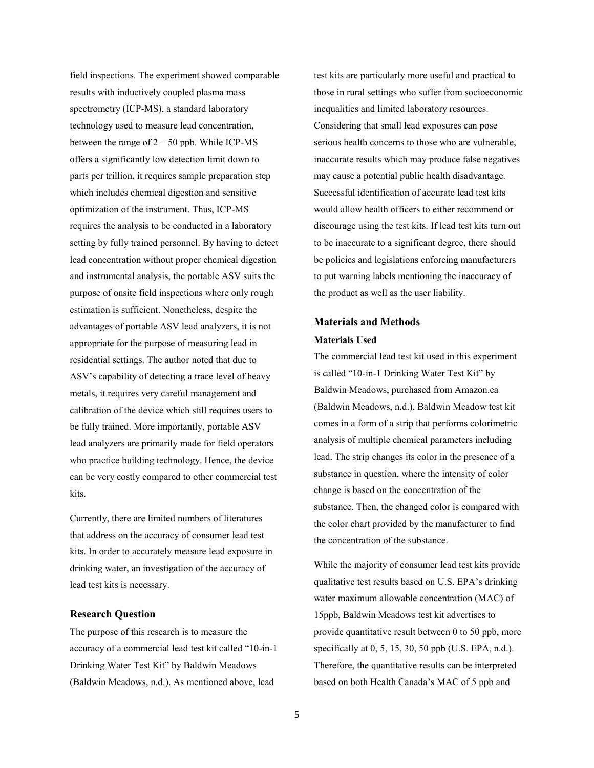field inspections. The experiment showed comparable results with inductively coupled plasma mass spectrometry (ICP-MS), a standard laboratory technology used to measure lead concentration, between the range of 2 – 50 ppb. While ICP-MS offers a significantly low detection limit down to parts per trillion, it requires sample preparation step which includes chemical digestion and sensitive optimization of the instrument. Thus, ICP-MS requires the analysis to be conducted in a laboratory setting by fully trained personnel. By having to detect lead concentration without proper chemical digestion and instrumental analysis, the portable ASV suits the purpose of onsite field inspections where only rough estimation is sufficient. Nonetheless, despite the advantages of portable ASV lead analyzers, it is not appropriate for the purpose of measuring lead in residential settings. The author noted that due to ASV's capability of detecting a trace level of heavy metals, it requires very careful management and calibration of the device which still requires users to be fully trained. More importantly, portable ASV lead analyzers are primarily made for field operators who practice building technology. Hence, the device can be very costly compared to other commercial test kits.

Currently, there are limited numbers of literatures that address on the accuracy of consumer lead test kits. In order to accurately measure lead exposure in drinking water, an investigation of the accuracy of lead test kits is necessary.

## Research Question

The purpose of this research is to measure the accuracy of a commercial lead test kit called "10-in-1 Drinking Water Test Kit" by Baldwin Meadows (Baldwin Meadows, n.d.). As mentioned above, lead test kits are particularly more useful and practical to those in rural settings who suffer from socioeconomic inequalities and limited laboratory resources. Considering that small lead exposures can pose serious health concerns to those who are vulnerable, inaccurate results which may produce false negatives may cause a potential public health disadvantage. Successful identification of accurate lead test kits would allow health officers to either recommend or discourage using the test kits. If lead test kits turn out to be inaccurate to a significant degree, there should be policies and legislations enforcing manufacturers to put warning labels mentioning the inaccuracy of the product as well as the user liability.

## Materials and Methods

### Materials Used

The commercial lead test kit used in this experiment is called "10-in-1 Drinking Water Test Kit" by Baldwin Meadows, purchased from Amazon.ca (Baldwin Meadows, n.d.). Baldwin Meadow test kit comes in a form of a strip that performs colorimetric analysis of multiple chemical parameters including lead. The strip changes its color in the presence of a substance in question, where the intensity of color change is based on the concentration of the substance. Then, the changed color is compared with the color chart provided by the manufacturer to find the concentration of the substance.

While the majority of consumer lead test kits provide qualitative test results based on U.S. EPA's drinking water maximum allowable concentration (MAC) of 15ppb, Baldwin Meadows test kit advertises to provide quantitative result between 0 to 50 ppb, more specifically at 0, 5, 15, 30, 50 ppb (U.S. EPA, n.d.). Therefore, the quantitative results can be interpreted based on both Health Canada's MAC of 5 ppb and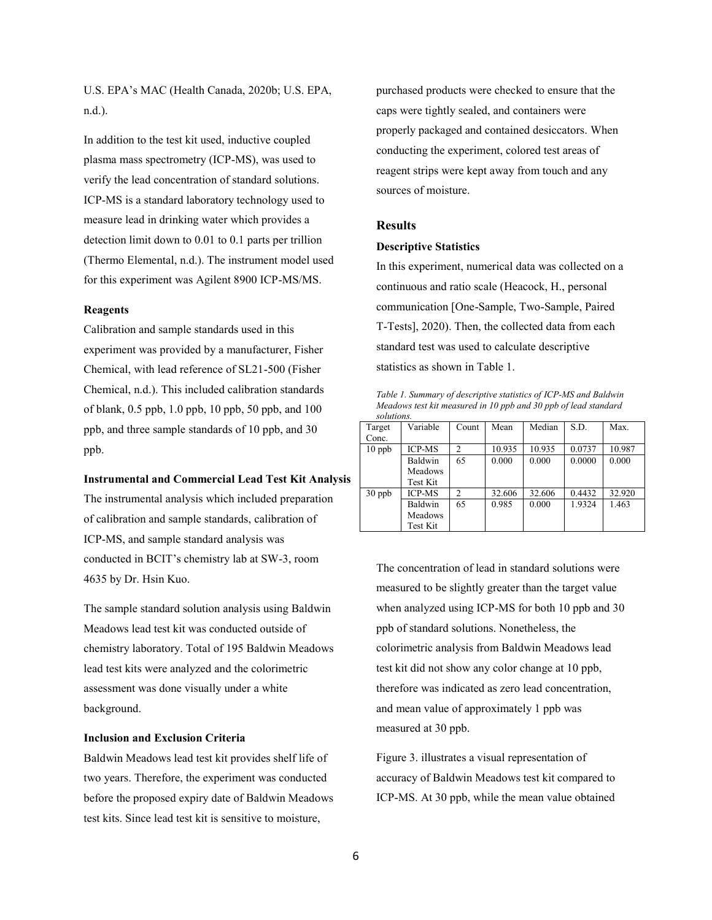U.S. EPA's MAC (Health Canada, 2020b; U.S. EPA, n.d.).

In addition to the test kit used, inductive coupled plasma mass spectrometry (ICP-MS), was used to verify the lead concentration of standard solutions. ICP-MS is a standard laboratory technology used to measure lead in drinking water which provides a detection limit down to 0.01 to 0.1 parts per trillion (Thermo Elemental, n.d.). The instrument model used for this experiment was Agilent 8900 ICP-MS/MS.

### Reagents

Calibration and sample standards used in this experiment was provided by a manufacturer, Fisher Chemical, with lead reference of SL21-500 (Fisher Chemical, n.d.). This included calibration standards of blank, 0.5 ppb, 1.0 ppb, 10 ppb, 50 ppb, and 100 ppb, and three sample standards of 10 ppb, and 30 ppb.

### Instrumental and Commercial Lead Test Kit Analysis

The instrumental analysis which included preparation of calibration and sample standards, calibration of ICP-MS, and sample standard analysis was conducted in BCIT's chemistry lab at SW-3, room 4635 by Dr. Hsin Kuo.

The sample standard solution analysis using Baldwin Meadows lead test kit was conducted outside of chemistry laboratory. Total of 195 Baldwin Meadows lead test kits were analyzed and the colorimetric assessment was done visually under a white background.

### Inclusion and Exclusion Criteria

Baldwin Meadows lead test kit provides shelf life of two years. Therefore, the experiment was conducted before the proposed expiry date of Baldwin Meadows test kits. Since lead test kit is sensitive to moisture, purchased products were checked to ensure that the caps were tightly sealed, and containers were properly packaged and contained desiccators. When conducting the experiment, colored test areas of reagent strips were kept away from touch and any sources of moisture.

## Results

### Descriptive Statistics

In this experiment, numerical data was collected on a continuous and ratio scale (Heacock, H., personal communication [One-Sample, Two-Sample, Paired T-Tests], 2020). Then, the collected data from each standard test was used to calculate descriptive statistics as shown in Table 1.

*Table 1. Summary of descriptive statistics of ICP-MS and Baldwin Meadows test kit measured in 10 ppb and 30 ppb of lead standard solutions.*

| Target Conc. | Variable | Count | Mean | Median | S.D. | Max. |
|---|---|---|---|---|---|---|
| 10 ppb | ICP-MS | 2 | 10.935 | 10.935 | 0.0737 | 10.987 |
| | Baldwin Meadows Test Kit | 65 | 0.000 | 0.000 | 0.0000 | 0.000 |
| 30 ppb | ICP-MS | 2 | 32.606 | 32.606 | 0.4432 | 32.920 |
| | Baldwin Meadows Test Kit | 65 | 0.985 | 0.000 | 1.9324 | 1.463 |

The concentration of lead in standard solutions were measured to be slightly greater than the target value when analyzed using ICP-MS for both 10 ppb and 30 ppb of standard solutions. Nonetheless, the colorimetric analysis from Baldwin Meadows lead test kit did not show any color change at 10 ppb, therefore was indicated as zero lead concentration, and mean value of approximately 1 ppb was measured at 30 ppb.

Figure 3. illustrates a visual representation of accuracy of Baldwin Meadows test kit compared to ICP-MS. At 30 ppb, while the mean value obtained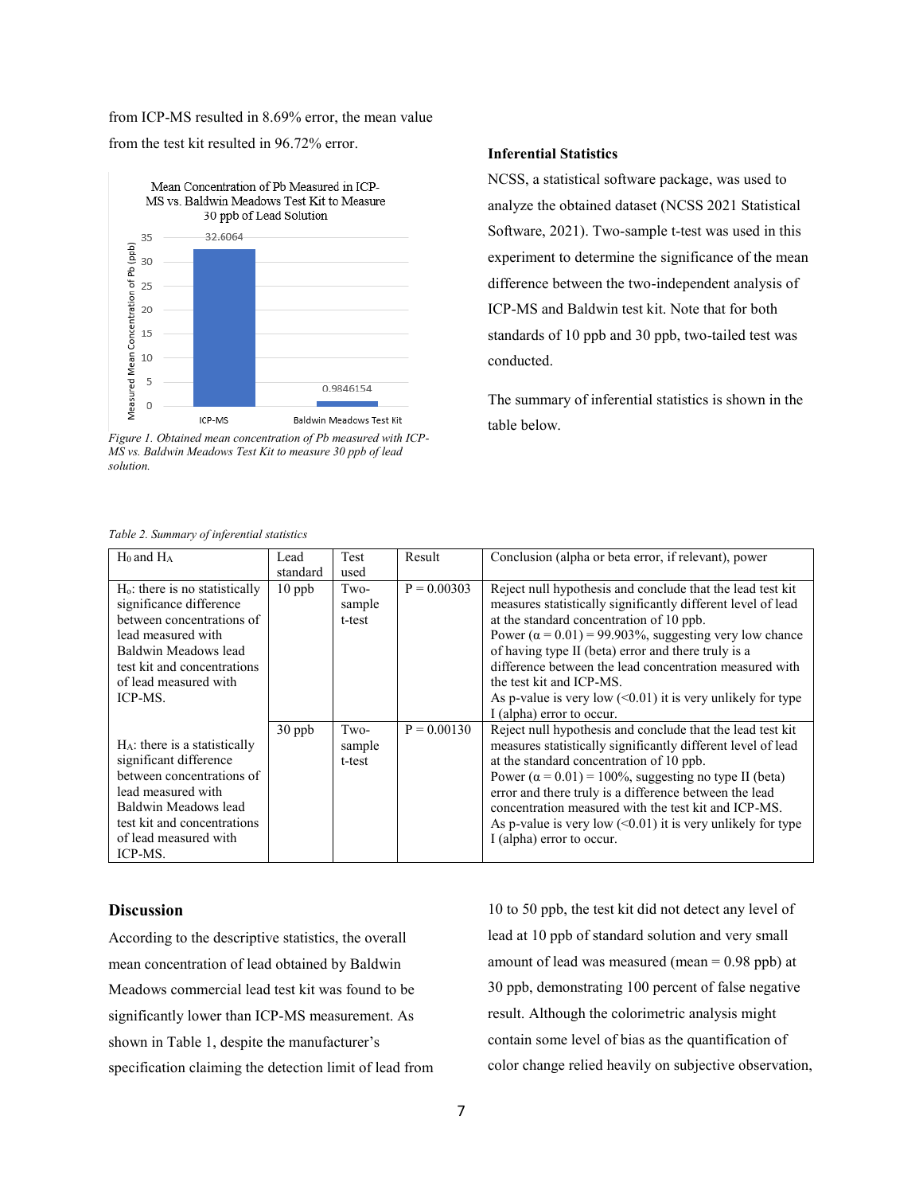from ICP-MS resulted in 8.69% error, the mean value from the test kit resulted in 96.72% error.

*Figure 1. Obtained mean concentration of Pb measured with ICP-MS vs. Baldwin Meadows Test Kit to measure 30 ppb of lead solution.*

### Inferential Statistics

NCSS, a statistical software package, was used to analyze the obtained dataset (NCSS 2021 Statistical Software, 2021). Two-sample t-test was used in this experiment to determine the significance of the mean difference between the two-independent analysis of ICP-MS and Baldwin test kit. Note that for both standards of 10 ppb and 30 ppb, two-tailed test was conducted.

The summary of inferential statistics is shown in the table below.

*Table 2. Summary of inferential statistics*

| $H_0$ and $H_A$ | Lead standard | Test used | Result | Conclusion (alpha or beta error, if relevant), power |
|---|---|---|---|---|
| $H_o$: there is no statistically significance difference between concentrations of lead measured with Baldwin Meadows lead test kit and concentrations of lead measured with ICP-MS. | 10 ppb | Two-sample t-test | P = 0.00303 | Reject null hypothesis and conclude that the lead test kit measures statistically significantly different level of lead at the standard concentration of 10 ppb. Power ($\alpha$ = 0.01) = 99.903%, suggesting very low chance of having type II (beta) error and there truly is a difference between the lead concentration measured with the test kit and ICP-MS. As p-value is very low (<0.01) it is very unlikely for type I (alpha) error to occur. |
| $H_A$: there is a statistically significant difference between concentrations of lead measured with Baldwin Meadows lead test kit and concentrations of lead measured with ICP-MS. | 30 ppb | Two-sample t-test | P = 0.00130 | Reject null hypothesis and conclude that the lead test kit measures statistically significantly different level of lead at the standard concentration of 10 ppb. Power ($\alpha$ = 0.01) = 100%, suggesting no type II (beta) error and there truly is a difference between the lead concentration measured with the test kit and ICP-MS. As p-value is very low (<0.01) it is very unlikely for type I (alpha) error to occur. |

## Discussion

According to the descriptive statistics, the overall mean concentration of lead obtained by Baldwin Meadows commercial lead test kit was found to be significantly lower than ICP-MS measurement. As shown in Table 1, despite the manufacturer's specification claiming the detection limit of lead from 10 to 50 ppb, the test kit did not detect any level of lead at 10 ppb of standard solution and very small amount of lead was measured (mean = 0.98 ppb) at 30 ppb, demonstrating 100 percent of false negative result. Although the colorimetric analysis might contain some level of bias as the quantification of color change relied heavily on subjective observation,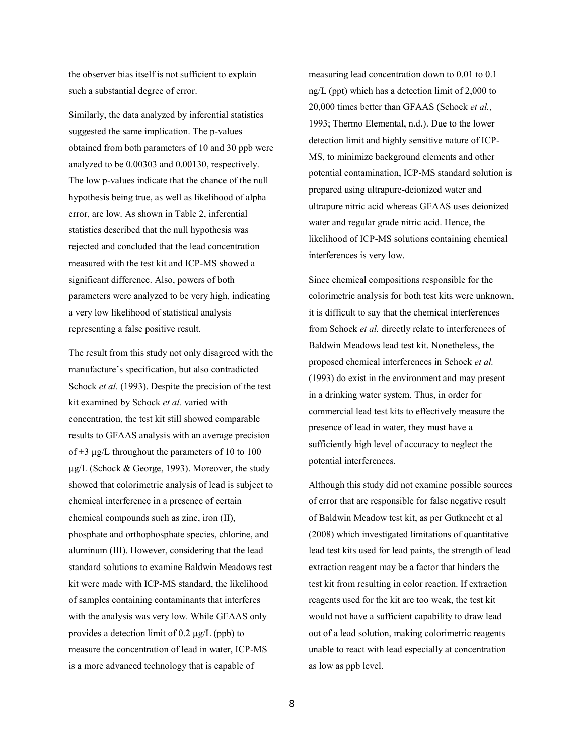the observer bias itself is not sufficient to explain such a substantial degree of error.

Similarly, the data analyzed by inferential statistics suggested the same implication. The p-values obtained from both parameters of 10 and 30 ppb were analyzed to be 0.00303 and 0.00130, respectively. The low p-values indicate that the chance of the null hypothesis being true, as well as likelihood of alpha error, are low. As shown in Table 2, inferential statistics described that the null hypothesis was rejected and concluded that the lead concentration measured with the test kit and ICP-MS showed a significant difference. Also, powers of both parameters were analyzed to be very high, indicating a very low likelihood of statistical analysis representing a false positive result.

The result from this study not only disagreed with the manufacture's specification, but also contradicted Schock *et al.* (1993). Despite the precision of the test kit examined by Schock *et al.* varied with concentration, the test kit still showed comparable results to GFAAS analysis with an average precision of ±3 µg/L throughout the parameters of 10 to 100 µg/L (Schock & George, 1993). Moreover, the study showed that colorimetric analysis of lead is subject to chemical interference in a presence of certain chemical compounds such as zinc, iron (II), phosphate and orthophosphate species, chlorine, and aluminum (III). However, considering that the lead standard solutions to examine Baldwin Meadows test kit were made with ICP-MS standard, the likelihood of samples containing contaminants that interferes with the analysis was very low. While GFAAS only provides a detection limit of 0.2 µg/L (ppb) to measure the concentration of lead in water, ICP-MS is a more advanced technology that is capable of measuring lead concentration down to 0.01 to 0.1 ng/L (ppt) which has a detection limit of 2,000 to 20,000 times better than GFAAS (Schock *et al.*, 1993; Thermo Elemental, n.d.). Due to the lower detection limit and highly sensitive nature of ICP-MS, to minimize background elements and other potential contamination, ICP-MS standard solution is prepared using ultrapure-deionized water and ultrapure nitric acid whereas GFAAS uses deionized water and regular grade nitric acid. Hence, the likelihood of ICP-MS solutions containing chemical interferences is very low.

Since chemical compositions responsible for the colorimetric analysis for both test kits were unknown, it is difficult to say that the chemical interferences from Schock *et al.* directly relate to interferences of Baldwin Meadows lead test kit. Nonetheless, the proposed chemical interferences in Schock *et al.* (1993) do exist in the environment and may present in a drinking water system. Thus, in order for commercial lead test kits to effectively measure the presence of lead in water, they must have a sufficiently high level of accuracy to neglect the potential interferences.

Although this study did not examine possible sources of error that are responsible for false negative result of Baldwin Meadow test kit, as per Gutknecht et al (2008) which investigated limitations of quantitative lead test kits used for lead paints, the strength of lead extraction reagent may be a factor that hinders the test kit from resulting in color reaction. If extraction reagents used for the kit are too weak, the test kit would not have a sufficient capability to draw lead out of a lead solution, making colorimetric reagents unable to react with lead especially at concentration as low as ppb level.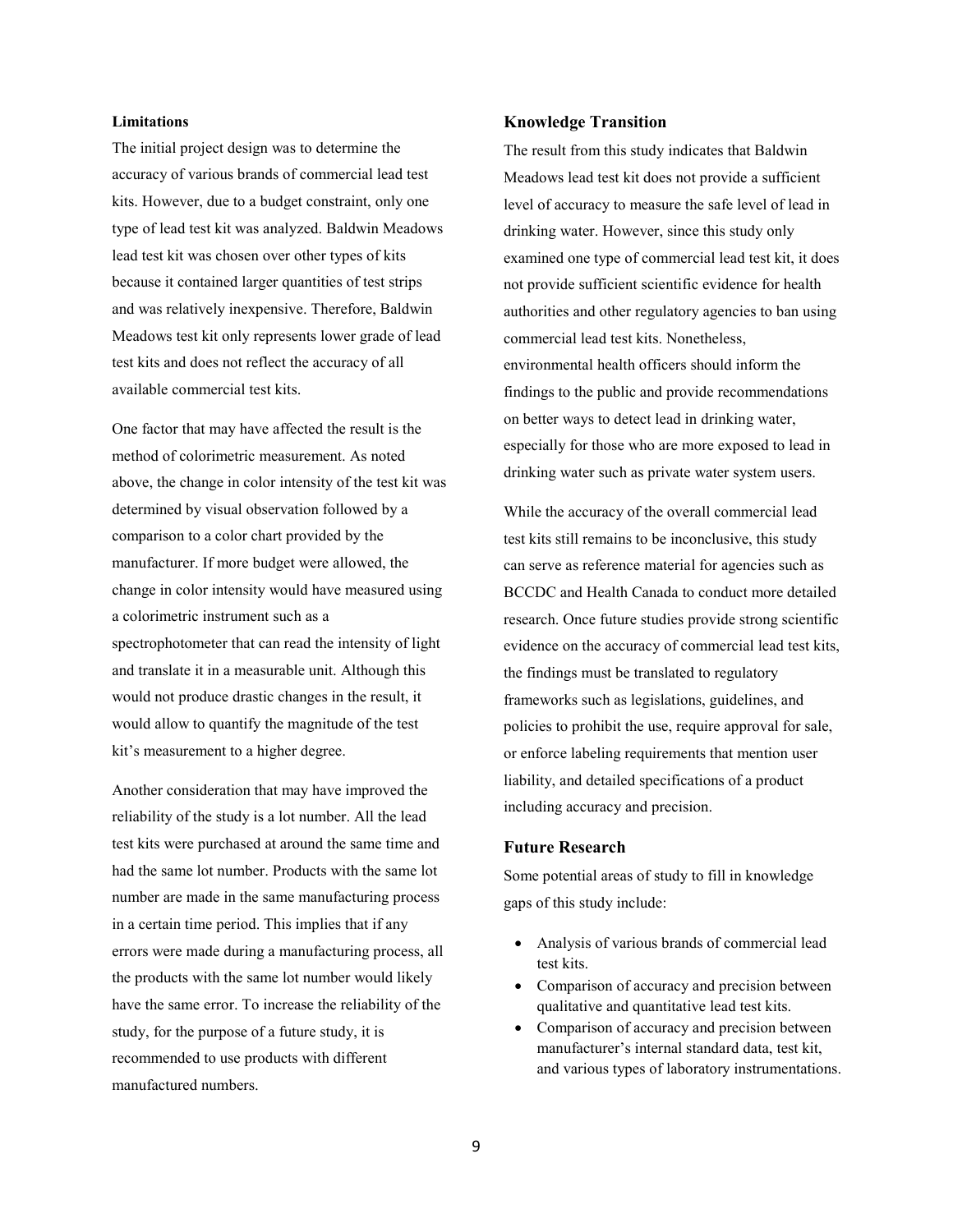## Limitations

The initial project design was to determine the accuracy of various brands of commercial lead test kits. However, due to a budget constraint, only one type of lead test kit was analyzed. Baldwin Meadows lead test kit was chosen over other types of kits because it contained larger quantities of test strips and was relatively inexpensive. Therefore, Baldwin Meadows test kit only represents lower grade of lead test kits and does not reflect the accuracy of all available commercial test kits.

One factor that may have affected the result is the method of colorimetric measurement. As noted above, the change in color intensity of the test kit was determined by visual observation followed by a comparison to a color chart provided by the manufacturer. If more budget were allowed, the change in color intensity would have measured using a colorimetric instrument such as a spectrophotometer that can read the intensity of light and translate it in a measurable unit. Although this would not produce drastic changes in the result, it would allow to quantify the magnitude of the test kit's measurement to a higher degree.

Another consideration that may have improved the reliability of the study is a lot number. All the lead test kits were purchased at around the same time and had the same lot number. Products with the same lot number are made in the same manufacturing process in a certain time period. This implies that if any errors were made during a manufacturing process, all the products with the same lot number would likely have the same error. To increase the reliability of the study, for the purpose of a future study, it is recommended to use products with different manufactured numbers.

## Knowledge Transition

The result from this study indicates that Baldwin Meadows lead test kit does not provide a sufficient level of accuracy to measure the safe level of lead in drinking water. However, since this study only examined one type of commercial lead test kit, it does not provide sufficient scientific evidence for health authorities and other regulatory agencies to ban using commercial lead test kits. Nonetheless, environmental health officers should inform the findings to the public and provide recommendations on better ways to detect lead in drinking water, especially for those who are more exposed to lead in drinking water such as private water system users.

While the accuracy of the overall commercial lead test kits still remains to be inconclusive, this study can serve as reference material for agencies such as BCCDC and Health Canada to conduct more detailed research. Once future studies provide strong scientific evidence on the accuracy of commercial lead test kits, the findings must be translated to regulatory frameworks such as legislations, guidelines, and policies to prohibit the use, require approval for sale, or enforce labeling requirements that mention user liability, and detailed specifications of a product including accuracy and precision.

## Future Research

Some potential areas of study to fill in knowledge gaps of this study include:

- Analysis of various brands of commercial lead test kits.
- Comparison of accuracy and precision between qualitative and quantitative lead test kits.
- Comparison of accuracy and precision between manufacturer's internal standard data, test kit, and various types of laboratory instrumentations.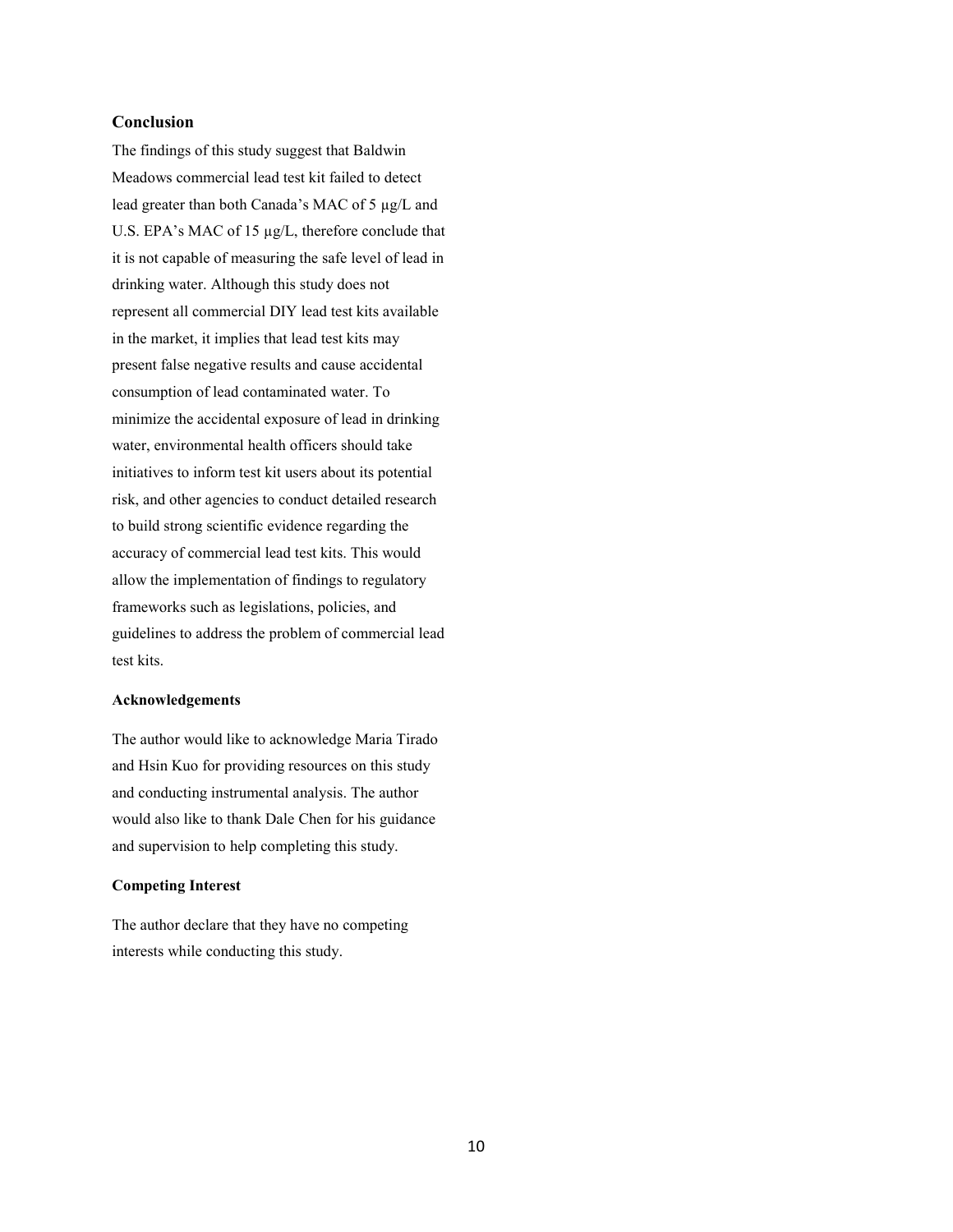## Conclusion

The findings of this study suggest that Baldwin Meadows commercial lead test kit failed to detect lead greater than both Canada's MAC of 5 µg/L and U.S. EPA's MAC of 15 µg/L, therefore conclude that it is not capable of measuring the safe level of lead in drinking water. Although this study does not represent all commercial DIY lead test kits available in the market, it implies that lead test kits may present false negative results and cause accidental consumption of lead contaminated water. To minimize the accidental exposure of lead in drinking water, environmental health officers should take initiatives to inform test kit users about its potential risk, and other agencies to conduct detailed research to build strong scientific evidence regarding the accuracy of commercial lead test kits. This would allow the implementation of findings to regulatory frameworks such as legislations, policies, and guidelines to address the problem of commercial lead test kits.

### Acknowledgements

The author would like to acknowledge Maria Tirado and Hsin Kuo for providing resources on this study and conducting instrumental analysis. The author would also like to thank Dale Chen for his guidance and supervision to help completing this study.

### Competing Interest

The author declare that they have no competing interests while conducting this study.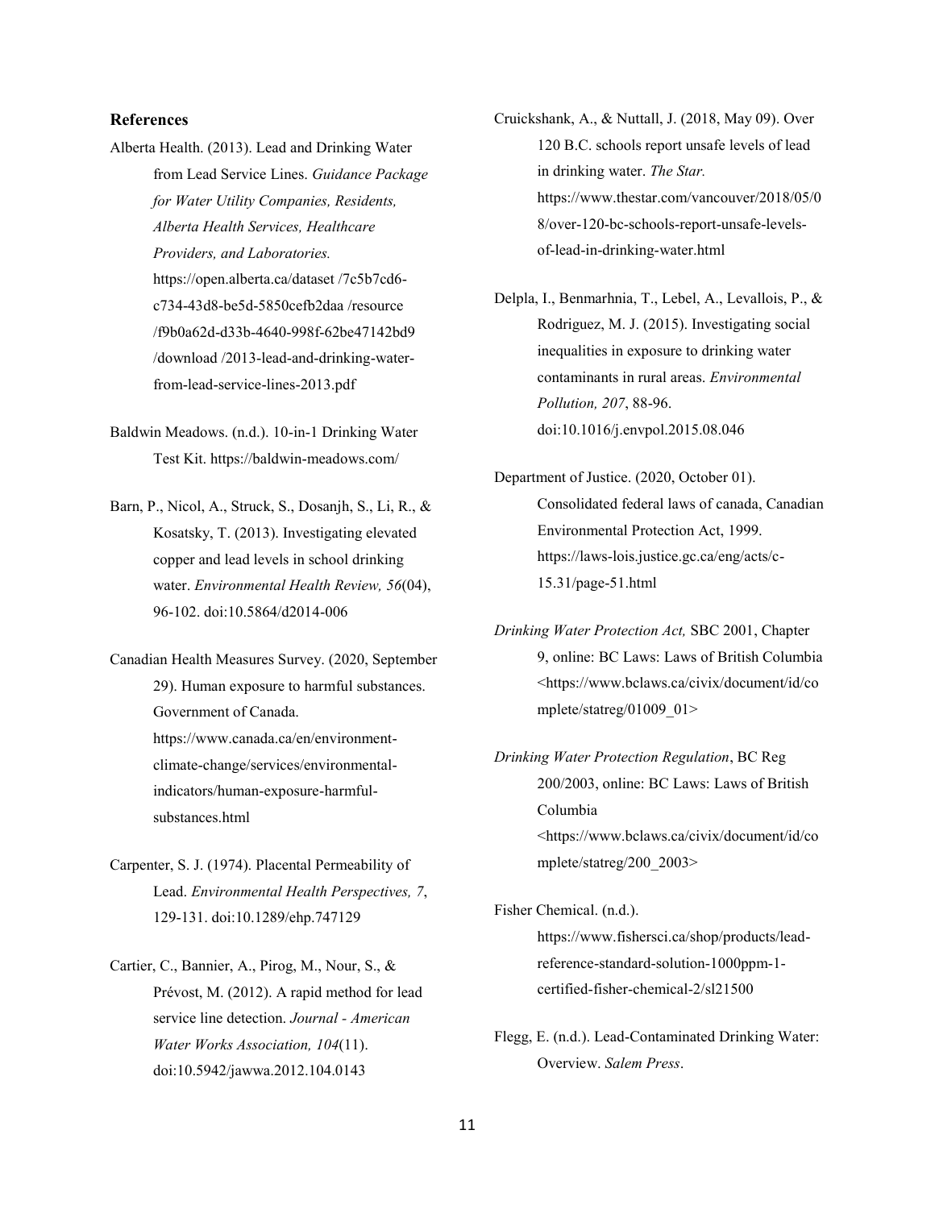## References

Alberta Health. (2013). Lead and Drinking Water from Lead Service Lines. *Guidance Package for Water Utility Companies, Residents, Alberta Health Services, Healthcare Providers, and Laboratories.* https://open.alberta.ca/dataset /7c5b7cd6-c734-43d8-be5d-5850cefb2daa /resource /f9b0a62d-d33b-4640-998f-62be47142bd9 /download /2013-lead-and-drinking-water-from-lead-service-lines-2013.pdf

Baldwin Meadows. (n.d.). 10-in-1 Drinking Water Test Kit. https://baldwin-meadows.com/

Barn, P., Nicol, A., Struck, S., Dosanjh, S., Li, R., & Kosatsky, T. (2013). Investigating elevated copper and lead levels in school drinking water. *Environmental Health Review, 56*(04), 96-102. doi:10.5864/d2014-006

Canadian Health Measures Survey. (2020, September 29). Human exposure to harmful substances. Government of Canada. https://www.canada.ca/en/environment-climate-change/services/environmental-indicators/human-exposure-harmful-substances.html

Carpenter, S. J. (1974). Placental Permeability of Lead. *Environmental Health Perspectives, 7*, 129-131. doi:10.1289/ehp.747129

Cartier, C., Bannier, A., Pirog, M., Nour, S., & Prévost, M. (2012). A rapid method for lead service line detection. *Journal - American Water Works Association, 104*(11). doi:10.5942/jawwa.2012.104.0143

Cruickshank, A., & Nuttall, J. (2018, May 09). Over 120 B.C. schools report unsafe levels of lead in drinking water. *The Star.* https://www.thestar.com/vancouver/2018/05/08/over-120-bc-schools-report-unsafe-levels-of-lead-in-drinking-water.html

Delpla, I., Benmarhnia, T., Lebel, A., Levallois, P., & Rodriguez, M. J. (2015). Investigating social inequalities in exposure to drinking water contaminants in rural areas. *Environmental Pollution, 207*, 88-96. doi:10.1016/j.envpol.2015.08.046

Department of Justice. (2020, October 01). Consolidated federal laws of canada, Canadian Environmental Protection Act, 1999. https://laws-lois.justice.gc.ca/eng/acts/c-15.31/page-51.html

*Drinking Water Protection Act,* SBC 2001, Chapter 9, online: BC Laws: Laws of British Columbia <https://www.bclaws.ca/civix/document/id/complete/statreg/01009_01>

*Drinking Water Protection Regulation*, BC Reg 200/2003, online: BC Laws: Laws of British Columbia <https://www.bclaws.ca/civix/document/id/complete/statreg/200_2003>

Fisher Chemical. (n.d.). https://www.fishersci.ca/shop/products/lead-reference-standard-solution-1000ppm-1-certified-fisher-chemical-2/sl21500

Flegg, E. (n.d.). Lead-Contaminated Drinking Water: Overview. *Salem Press*.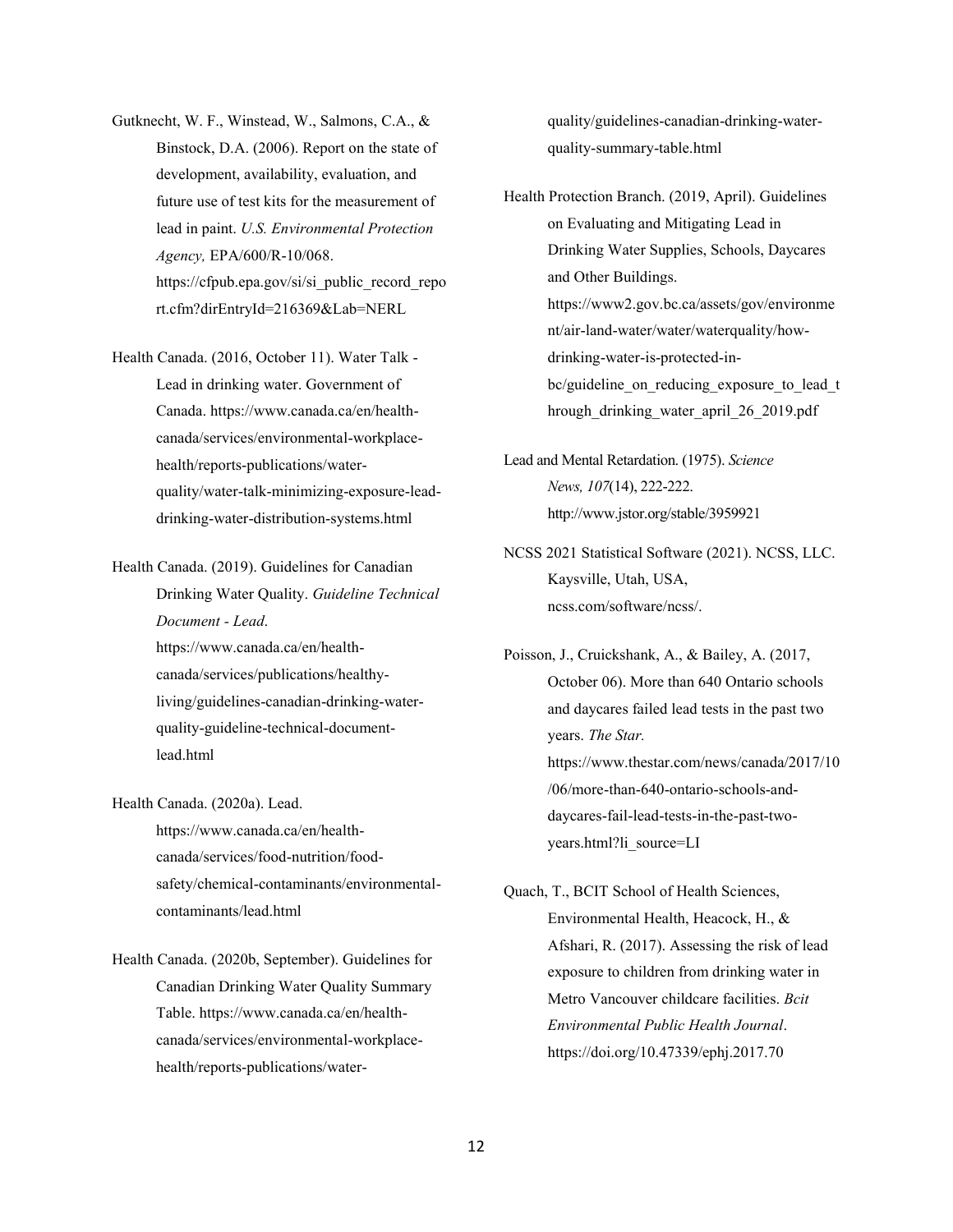Gutknecht, W. F., Winstead, W., Salmons, C.A., & Binstock, D.A. (2006). Report on the state of development, availability, evaluation, and future use of test kits for the measurement of lead in paint. *U.S. Environmental Protection Agency,* EPA/600/R-10/068. https://cfpub.epa.gov/si/si_public_record_report.cfm?dirEntryId=216369&Lab=NERL

Health Canada. (2016, October 11). Water Talk - Lead in drinking water. Government of Canada. https://www.canada.ca/en/health-canada/services/environmental-workplace-health/reports-publications/water-quality/water-talk-minimizing-exposure-lead-drinking-water-distribution-systems.html

Health Canada. (2019). Guidelines for Canadian Drinking Water Quality. *Guideline Technical Document - Lead*. https://www.canada.ca/en/health-canada/services/publications/healthy-living/guidelines-canadian-drinking-water-quality-guideline-technical-document-lead.html

Health Canada. (2020a). Lead. https://www.canada.ca/en/health-canada/services/food-nutrition/food-safety/chemical-contaminants/environmental-contaminants/lead.html

Health Canada. (2020b, September). Guidelines for Canadian Drinking Water Quality Summary Table. https://www.canada.ca/en/health-canada/services/environmental-workplace-health/reports-publications/water-quality/guidelines-canadian-drinking-water-quality-summary-table.html

Health Protection Branch. (2019, April). Guidelines on Evaluating and Mitigating Lead in Drinking Water Supplies, Schools, Daycares and Other Buildings. https://www2.gov.bc.ca/assets/gov/environment/air-land-water/water/waterquality/how-drinking-water-is-protected-in-bc/guideline_on_reducing_exposure_to_lead_through_drinking_water_april_26_2019.pdf

Lead and Mental Retardation. (1975). *Science News, 107*(14), 222-222. http://www.jstor.org/stable/3959921

NCSS 2021 Statistical Software (2021). NCSS, LLC. Kaysville, Utah, USA, ncss.com/software/ncss/.

Poisson, J., Cruickshank, A., & Bailey, A. (2017, October 06). More than 640 Ontario schools and daycares failed lead tests in the past two years. *The Star.* https://www.thestar.com/news/canada/2017/10/06/more-than-640-ontario-schools-and-daycares-fail-lead-tests-in-the-past-two-years.html?li_source=LI

Quach, T., BCIT School of Health Sciences, Environmental Health, Heacock, H., & Afshari, R. (2017). Assessing the risk of lead exposure to children from drinking water in Metro Vancouver childcare facilities. *Bcit Environmental Public Health Journal*. https://doi.org/10.47339/ephj.2017.70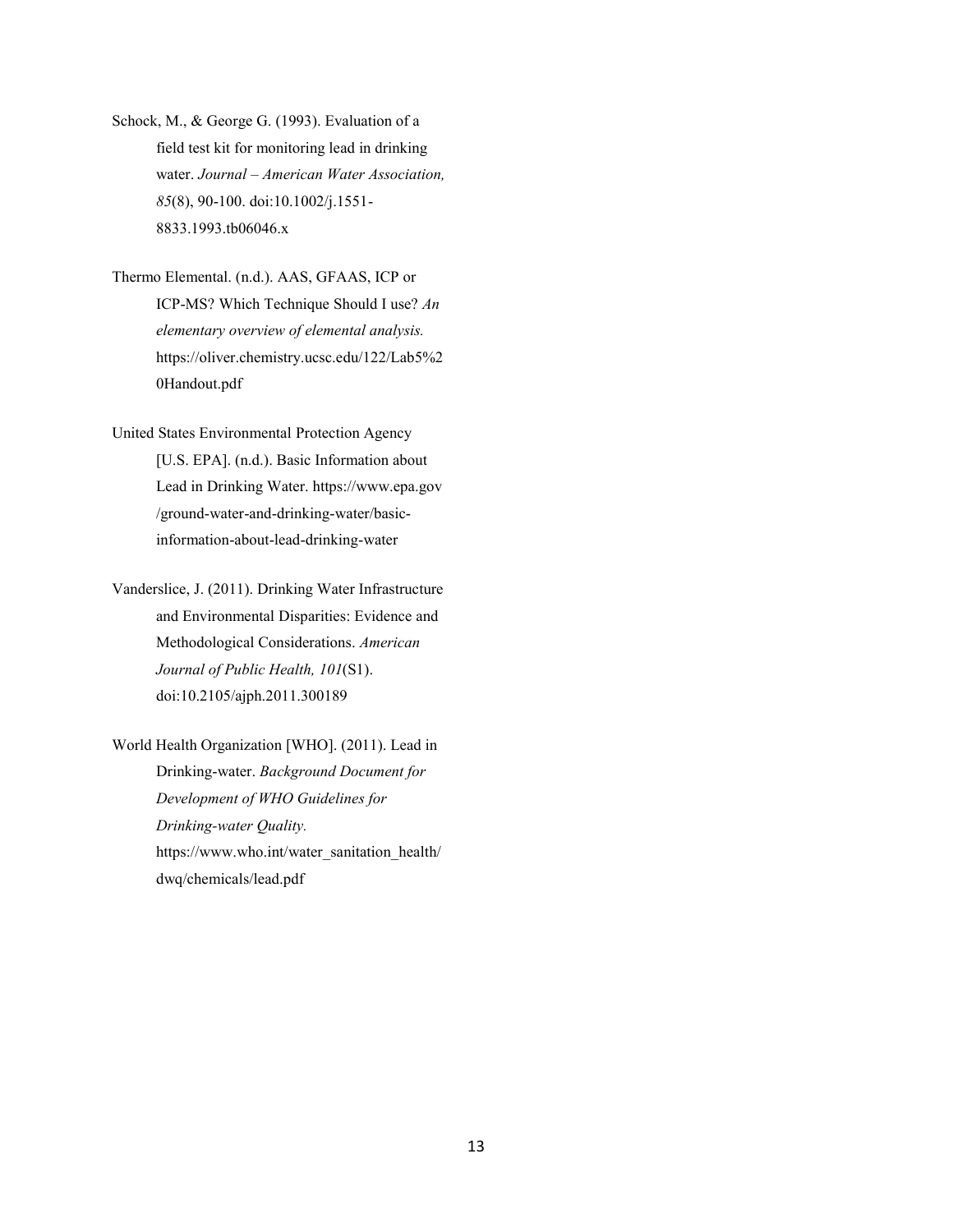Schock, M., & George G. (1993). Evaluation of a field test kit for monitoring lead in drinking water. *Journal – American Water Association, 85*(8), 90-100. doi:10.1002/j.1551-8833.1993.tb06046.x

Thermo Elemental. (n.d.). AAS, GFAAS, ICP or ICP-MS? Which Technique Should I use? *An elementary overview of elemental analysis.* https://oliver.chemistry.ucsc.edu/122/Lab5%20Handout.pdf

United States Environmental Protection Agency [U.S. EPA]. (n.d.). Basic Information about Lead in Drinking Water. https://www.epa.gov/ground-water-and-drinking-water/basic-information-about-lead-drinking-water

Vanderslice, J. (2011). Drinking Water Infrastructure and Environmental Disparities: Evidence and Methodological Considerations. *American Journal of Public Health, 101*(S1). doi:10.2105/ajph.2011.300189

World Health Organization [WHO]. (2011). Lead in Drinking-water. *Background Document for Development of WHO Guidelines for Drinking-water Quality.* https://www.who.int/water_sanitation_health/dwq/chemicals/lead.pdf